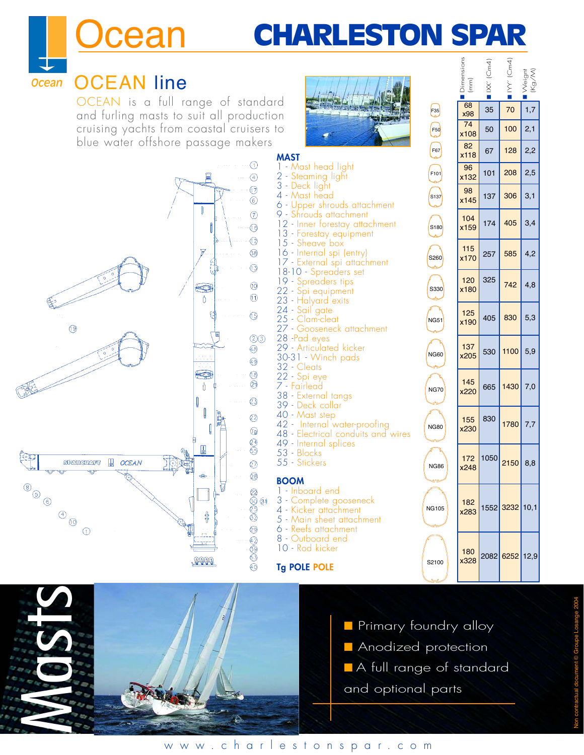# Ocean — CHARLESTON SPAR

## OCEAN line

OCEAN is a full range of standard and furling masts to suit all production cruising yachts from coastal cruisers to blue water offshore passage makers

### MAST

1 - Mast head light
2 - Steaming light
3 - Deck light
4 - Mast head
6 - Upper shrouds attachment
9 - Shrouds attachment
12 - Inner forestay attachment
13 - Forestay equipment
15 - Sheave box
16 - Internal spi (entry)
17 - External spi attachment
18-10 - Spreaders set
19 - Spreaders tips
22 - Spi equipment
23 - Halyard exits
24 - Sail gate
25 - Clam-cleat
27 - Gooseneck attachment
28 -Pad eyes
29 - Articulated kicker
30-31 - Winch pads
32 - Cleats
22 - Spi eye
7 - Fairlead
38 - External tangs
39 - Deck collar
40 - Mast step
42 - Internal water-proofing
48 - Electrical conduits and wires
49 - Internal splices
53 - Blocks
55 - Stickers

### BOOM

1 - Inboard end
3 - Complete gooseneck
4 - Kicker attachment
5 - Main sheet attachment
6 - Reefs attachment
8 - Outboard end
10 - Rod kicker

### Tg POLE POLE

| Section | Dimensions (mm) | IXX' (Cm4) | IYY' (Cm4) | Weignt (Kg/M) |
|---|---|---|---|---|
| F35 | 68 x98 | 35 | 70 | 1,7 |
| F50 | 74 x108 | 50 | 100 | 2,1 |
| F67 | 82 x118 | 67 | 128 | 2,2 |
| F101 | 96 x132 | 101 | 208 | 2,5 |
| S137 | 98 x145 | 137 | 306 | 3,1 |
| S180 | 104 x159 | 174 | 405 | 3,4 |
| S260 | 115 x170 | 257 | 585 | 4,2 |
| S330 | 120 x180 | 325 | 742 | 4,8 |
| NG51 | 125 x190 | 405 | 830 | 5,3 |
| NG60 | 137 x205 | 530 | 1100 | 5,9 |
| NG70 | 145 x220 | 665 | 1430 | 7,0 |
| NG80 | 155 x230 | 830 | 1780 | 7,7 |
| NG86 | 172 x248 | 1050 | 2150 | 8,8 |
| NG105 | 182 x283 | 1552 | 3232 | 10,1 |
| S2100 | 180 x328 | 2082 | 6252 | 12,9 |

## Masts

- Primary foundry alloy
- Anodized protection
- A full range of standard and optional parts

Non contractual document © Groupe Losange 2004

www.charlestonspar.com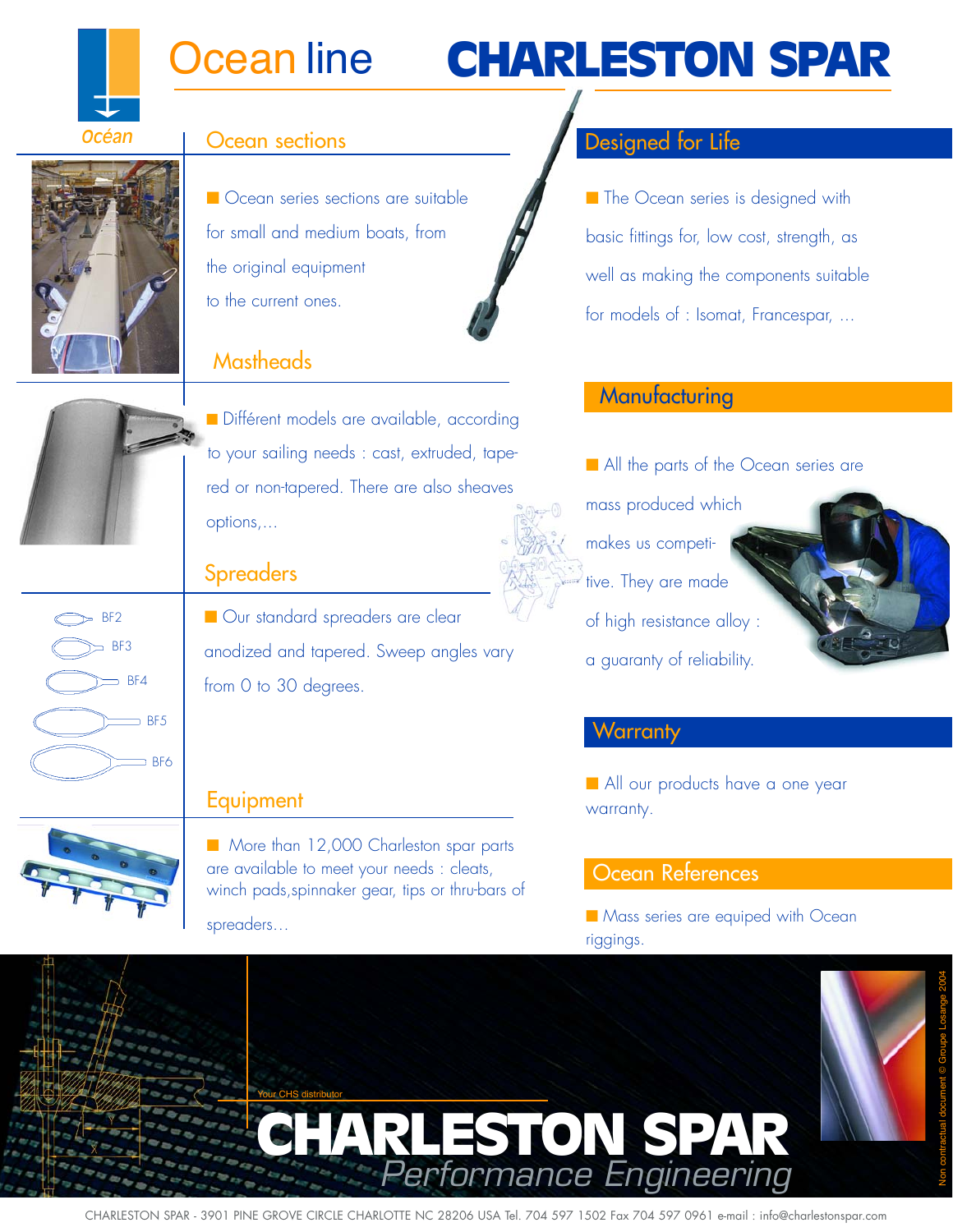# Ocean line — CHARLESTON SPAR

Océan

## Ocean sections

■ Ocean series sections are suitable for small and medium boats, from the original equipment to the current ones.

## Mastheads

■ Différent models are available, according to your sailing needs : cast, extruded, tapered or non-tapered. There are also sheaves options,...

## Spreaders

BF2
BF3
BF4
BF5
BF6

■ Our standard spreaders are clear anodized and tapered. Sweep angles vary from 0 to 30 degrees.

## Equipment

■ More than 12,000 Charleston spar parts are available to meet your needs : cleats, winch pads,spinnaker gear, tips or thru-bars of spreaders…

## Designed for Life

■ The Ocean series is designed with basic fittings for, low cost, strength, as well as making the components suitable for models of : Isomat, Francespar, ...

## Manufacturing

■ All the parts of the Ocean series are mass produced which makes us competitive. They are made of high resistance alloy : a guaranty of reliability.

## Warranty

■ All our products have a one year warranty.

## Ocean References

■ Mass series are equiped with Ocean riggings.

Your CHS distributor

CHARLESTON SPAR
*Performance Engineering*

Non contractual document © Groupe Losange 2004

CHARLESTON SPAR - 3901 PINE GROVE CIRCLE CHARLOTTE NC 28206 USA Tel. 704 597 1502 Fax 704 597 0961 e-mail : info@charlestonspar.com